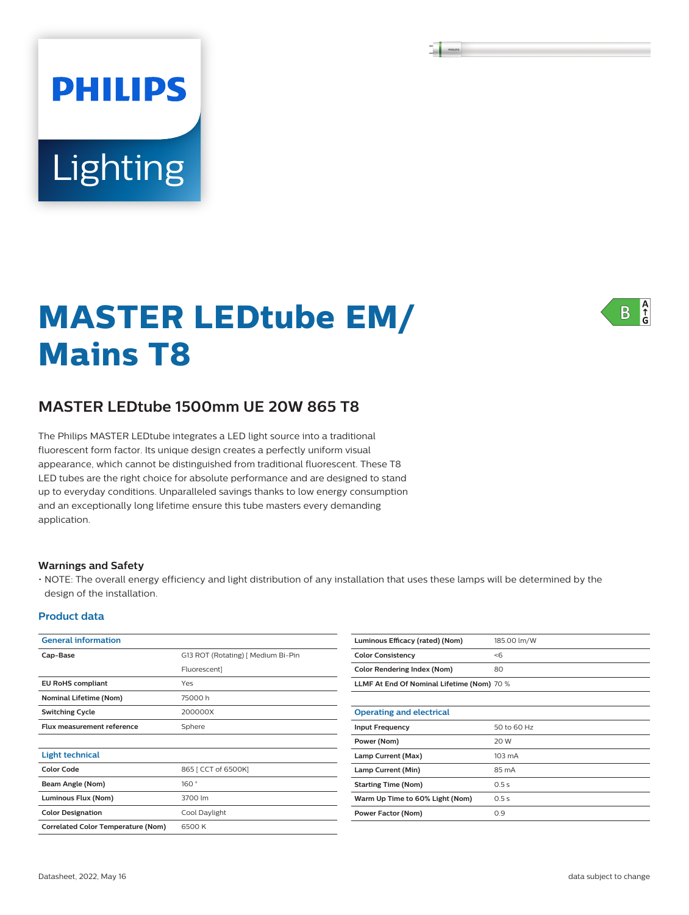# MASTER LEDtube EM/ Mains T8

## MASTER LEDtube 1500mm UE 20W 865 T8

The Philips MASTER LEDtube integrates a LED light source into a traditional fluorescent form factor. Its unique design creates a perfectly uniform visual appearance, which cannot be distinguished from traditional fluorescent. These T8 LED tubes are the right choice for absolute performance and are designed to stand up to everyday conditions. Unparalleled savings thanks to low energy consumption and an exceptionally long lifetime ensure this tube masters every demanding application.

### Warnings and Safety

- NOTE: The overall energy efficiency and light distribution of any installation that uses these lamps will be determined by the design of the installation.

### Product data

| General information | |
|---|---|
| **Cap-Base** | G13 ROT (Rotating) [ Medium Bi-Pin Fluorescent] |
| **EU RoHS compliant** | Yes |
| **Nominal Lifetime (Nom)** | 75000 h |
| **Switching Cycle** | 200000X |
| **Flux measurement reference** | Sphere |

| Light technical | |
|---|---|
| **Color Code** | 865 [ CCT of 6500K] |
| **Beam Angle (Nom)** | 160 ° |
| **Luminous Flux (Nom)** | 3700 lm |
| **Color Designation** | Cool Daylight |
| **Correlated Color Temperature (Nom)** | 6500 K |
| **Luminous Efficacy (rated) (Nom)** | 185.00 lm/W |
| **Color Consistency** | <6 |
| **Color Rendering Index (Nom)** | 80 |
| **LLMF At End Of Nominal Lifetime (Nom)** | 70 % |

| Operating and electrical | |
|---|---|
| **Input Frequency** | 50 to 60 Hz |
| **Power (Nom)** | 20 W |
| **Lamp Current (Max)** | 103 mA |
| **Lamp Current (Min)** | 85 mA |
| **Starting Time (Nom)** | 0.5 s |
| **Warm Up Time to 60% Light (Nom)** | 0.5 s |
| **Power Factor (Nom)** | 0.9 |

Datasheet, 2022, May 16 — data subject to change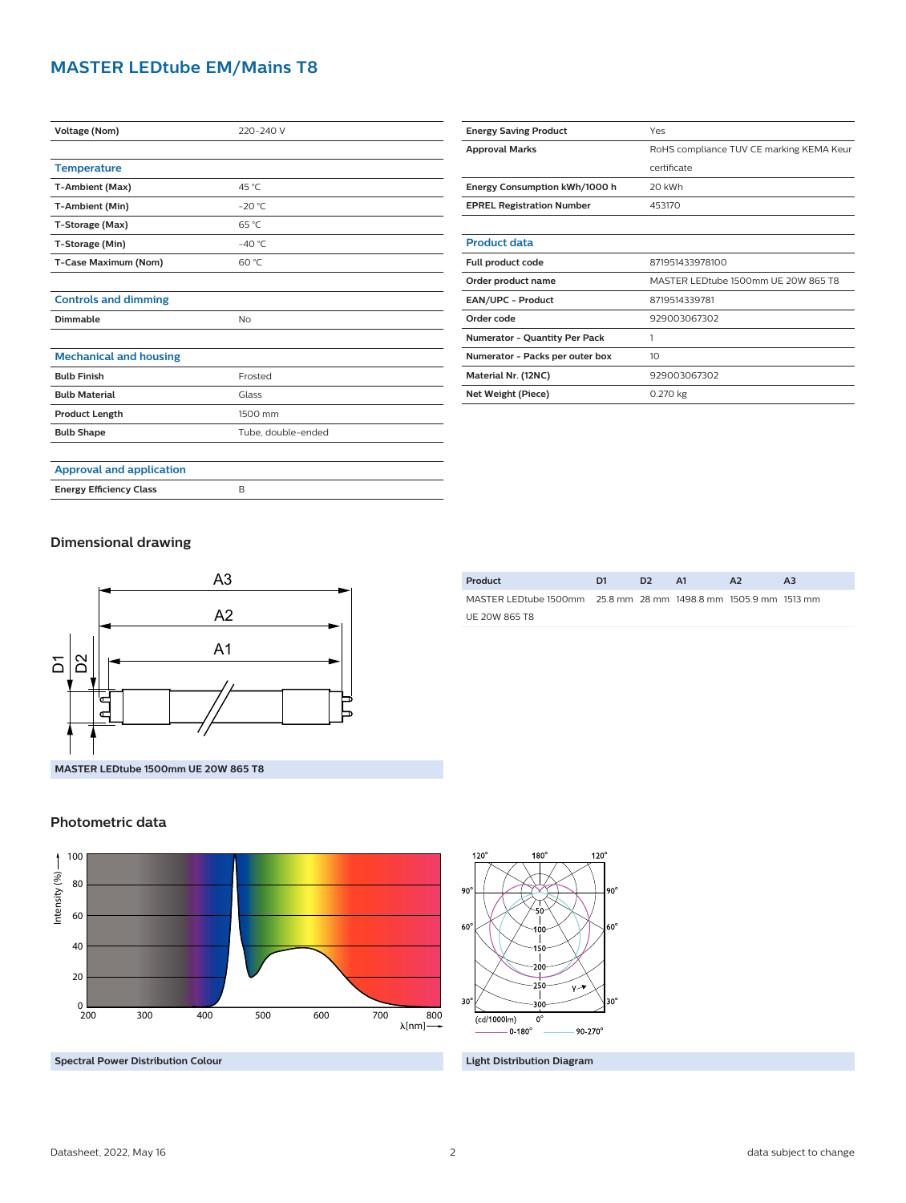# MASTER LEDtube EM/Mains T8

| | |
|---|---|
| Voltage (Nom) | 220-240 V |

## Temperature

| | |
|---|---|
| T-Ambient (Max) | 45 °C |
| T-Ambient (Min) | -20 °C |
| T-Storage (Max) | 65 °C |
| T-Storage (Min) | -40 °C |
| T-Case Maximum (Nom) | 60 °C |

## Controls and dimming

| | |
|---|---|
| Dimmable | No |

## Mechanical and housing

| | |
|---|---|
| Bulb Finish | Frosted |
| Bulb Material | Glass |
| Product Length | 1500 mm |
| Bulb Shape | Tube, double-ended |

## Approval and application

| | |
|---|---|
| Energy Efficiency Class | B |
| Energy Saving Product | Yes |
| Approval Marks | RoHS compliance TUV CE marking KEMA Keur certificate |
| Energy Consumption kWh/1000 h | 20 kWh |
| EPREL Registration Number | 453170 |

## Product data

| | |
|---|---|
| Full product code | 871951433978100 |
| Order product name | MASTER LEDtube 1500mm UE 20W 865 T8 |
| EAN/UPC - Product | 8719514339781 |
| Order code | 929003067302 |
| Numerator - Quantity Per Pack | 1 |
| Numerator - Packs per outer box | 10 |
| Material Nr. (12NC) | 929003067302 |
| Net Weight (Piece) | 0.270 kg |

## Dimensional drawing

MASTER LEDtube 1500mm UE 20W 865 T8

| Product | D1 | D2 | A1 | A2 | A3 |
|---|---|---|---|---|---|
| MASTER LEDtube 1500mm UE 20W 865 T8 | 25.8 mm | 28 mm | 1498.8 mm | 1505.9 mm | 1513 mm |

## Photometric data

Spectral Power Distribution Colour

Light Distribution Diagram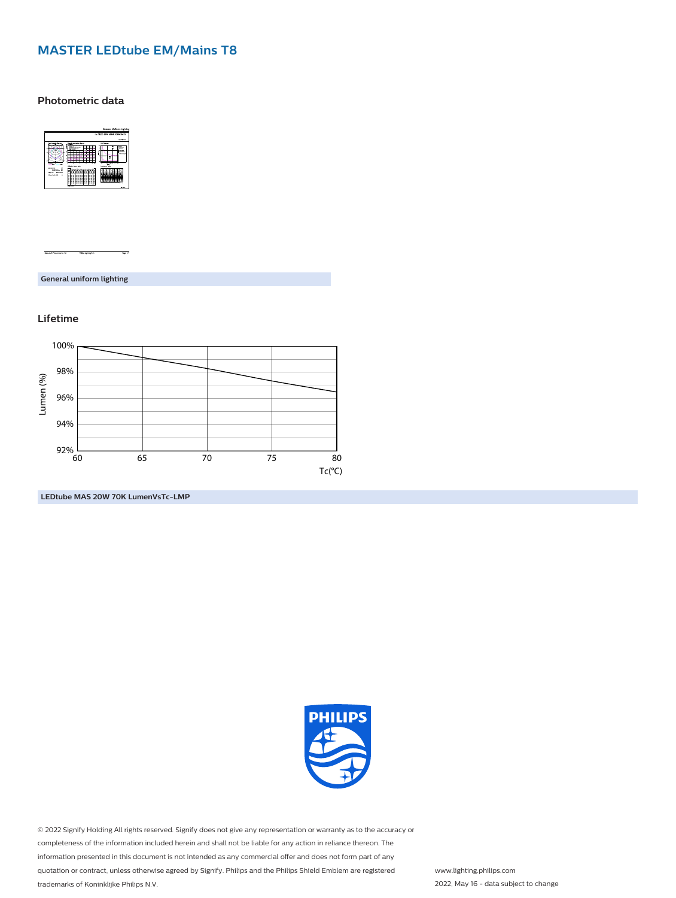# MASTER LEDtube EM/Mains T8

## Photometric data

General uniform lighting

## Lifetime

100%
98%
96%
94%
92%
Lumen (%)
60
65
70
75
80
Tc(°C)

LEDtube MAS 20W 70K LumenVsTc-LMP

© 2022 Signify Holding All rights reserved. Signify does not give any representation or warranty as to the accuracy or completeness of the information included herein and shall not be liable for any action in reliance thereon. The information presented in this document is not intended as any commercial offer and does not form part of any quotation or contract, unless otherwise agreed by Signify. Philips and the Philips Shield Emblem are registered trademarks of Koninklijke Philips N.V.

www.lighting.philips.com

2022, May 16 - data subject to change